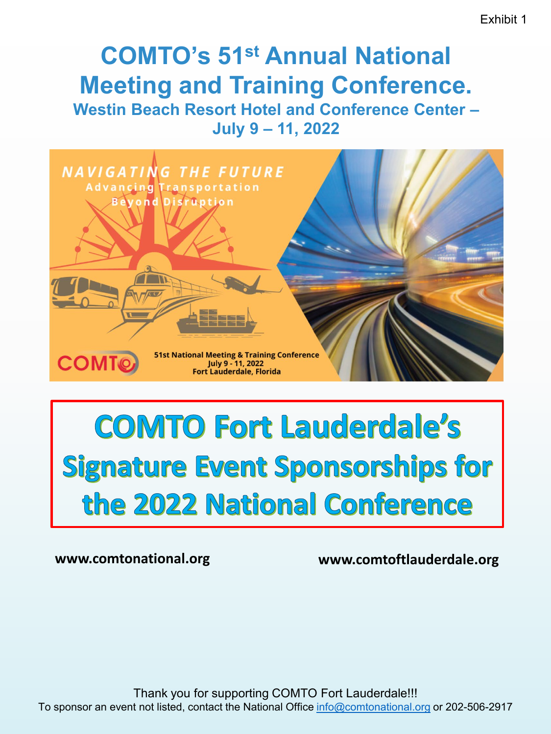Exhibit 1

# COMTO's 51st Annual National Meeting and Training Conference.

## Westin Beach Resort Hotel and Conference Center – July 9 – 11, 2022

NAVIGATING THE FUTURE

Advancing Transportation Beyond Disruption

COMTO

51st National Meeting & Training Conference
July 9 - 11, 2022
Fort Lauderdale, Florida

# COMTO Fort Lauderdale's Signature Event Sponsorships for the 2022 National Conference

**www.comtonational.org** **www.comtoftlauderdale.org**

Thank you for supporting COMTO Fort Lauderdale!!!
To sponsor an event not listed, contact the National Office info@comtonational.org or 202-506-2917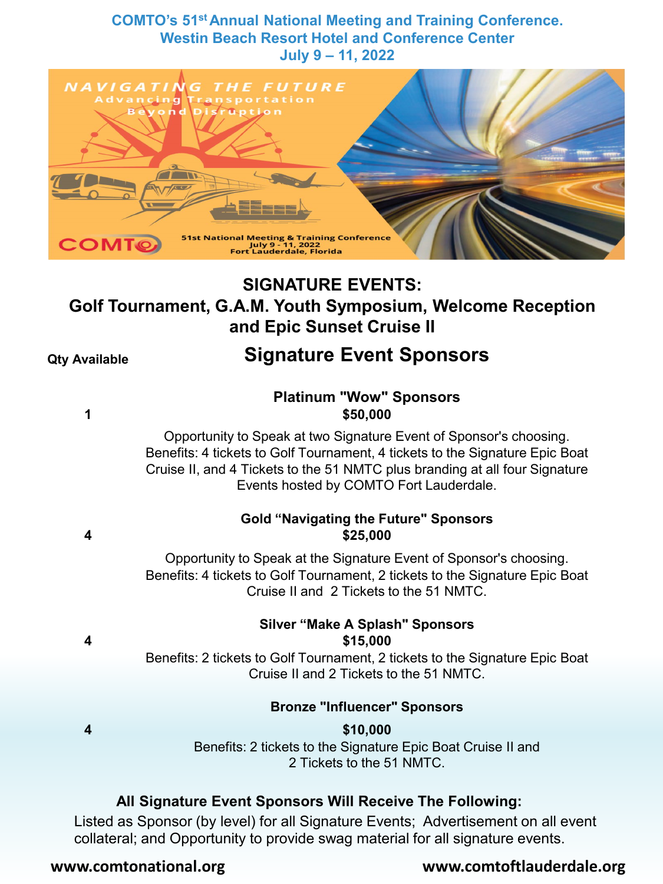**COMTO's 51st Annual National Meeting and Training Conference.**
**Westin Beach Resort Hotel and Conference Center**
**July 9 – 11, 2022**

## SIGNATURE EVENTS:
## Golf Tournament, G.A.M. Youth Symposium, Welcome Reception and Epic Sunset Cruise II

**Qty Available**

## Signature Event Sponsors

### Platinum "Wow" Sponsors
**Qty Available: 1**
**$50,000**

Opportunity to Speak at two Signature Event of Sponsor's choosing. Benefits: 4 tickets to Golf Tournament, 4 tickets to the Signature Epic Boat Cruise II, and 4 Tickets to the 51 NMTC plus branding at all four Signature Events hosted by COMTO Fort Lauderdale.

### Gold "Navigating the Future" Sponsors
**Qty Available: 4**
**$25,000**

Opportunity to Speak at the Signature Event of Sponsor's choosing. Benefits: 4 tickets to Golf Tournament, 2 tickets to the Signature Epic Boat Cruise II and 2 Tickets to the 51 NMTC.

### Silver "Make A Splash" Sponsors
**Qty Available: 4**
**$15,000**

Benefits: 2 tickets to Golf Tournament, 2 tickets to the Signature Epic Boat Cruise II and 2 Tickets to the 51 NMTC.

### Bronze "Influencer" Sponsors
**Qty Available: 4**
**$10,000**

Benefits: 2 tickets to the Signature Epic Boat Cruise II and 2 Tickets to the 51 NMTC.

**All Signature Event Sponsors Will Receive The Following:**

Listed as Sponsor (by level) for all Signature Events; Advertisement on all event collateral; and Opportunity to provide swag material for all signature events.

**www.comtonational.org** **www.comtoftlauderdale.org**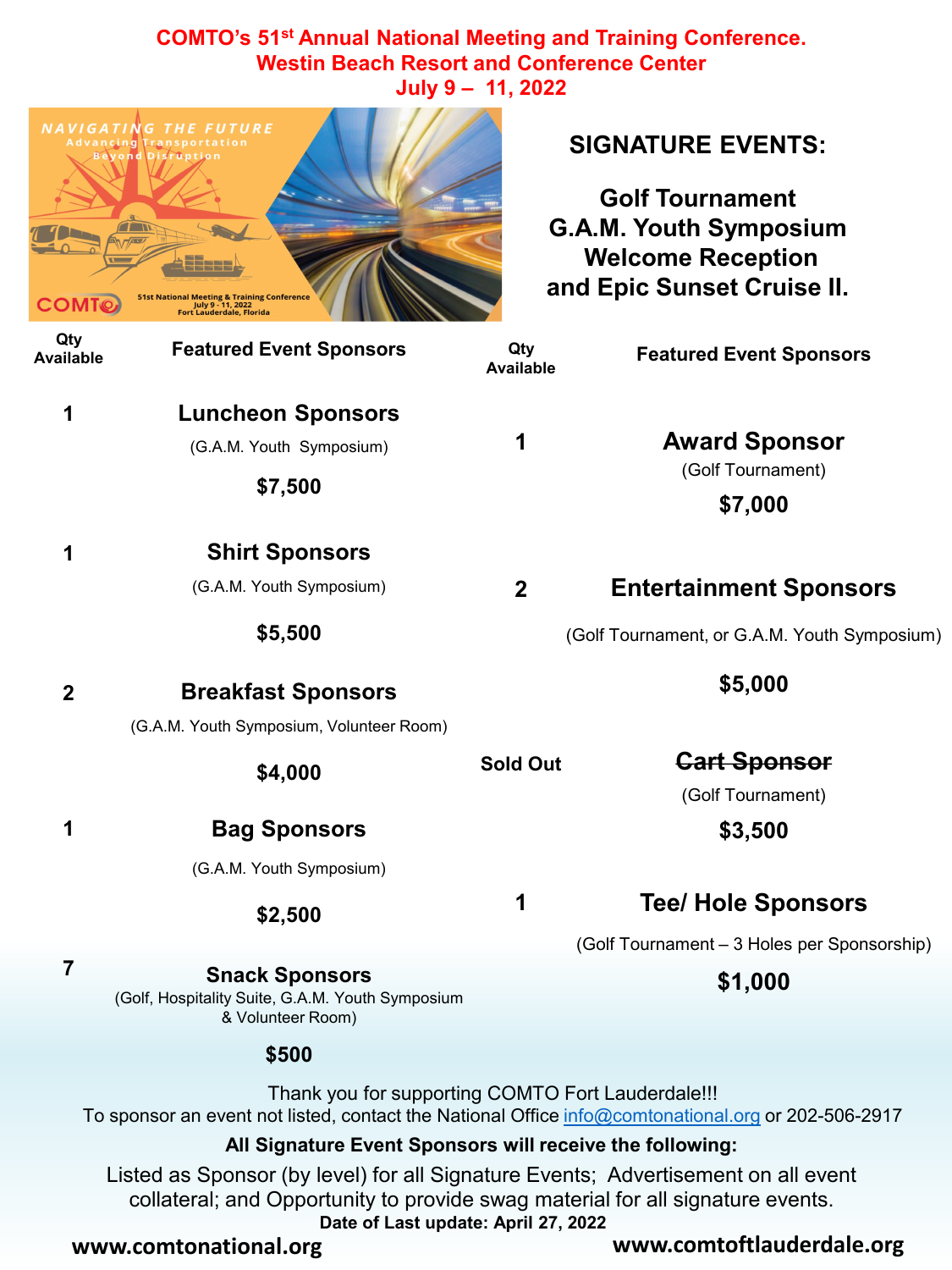# COMTO's 51st Annual National Meeting and Training Conference.
## Westin Beach Resort and Conference Center
## July 9 – 11, 2022

**SIGNATURE EVENTS:**

**Golf Tournament**
**G.A.M. Youth Symposium**
**Welcome Reception**
**and Epic Sunset Cruise II.**

| Qty Available | Featured Event Sponsors |
|---|---|
| 1 | **Luncheon Sponsors** (G.A.M. Youth Symposium) **$7,500** |
| 1 | **Shirt Sponsors** (G.A.M. Youth Symposium) **$5,500** |
| 2 | **Breakfast Sponsors** (G.A.M. Youth Symposium, Volunteer Room) **$4,000** |
| 1 | **Bag Sponsors** (G.A.M. Youth Symposium) **$2,500** |
| 7 | **Snack Sponsors** (Golf, Hospitality Suite, G.A.M. Youth Symposium & Volunteer Room) **$500** |

| Qty Available | Featured Event Sponsors |
|---|---|
| 1 | **Award Sponsor** (Golf Tournament) **$7,000** |
| 2 | **Entertainment Sponsors** (Golf Tournament, or G.A.M. Youth Symposium) **$5,000** |
| Sold Out | ~~**Cart Sponsor**~~ (Golf Tournament) **$3,500** |
| 1 | **Tee/ Hole Sponsors** (Golf Tournament – 3 Holes per Sponsorship) **$1,000** |

Thank you for supporting COMTO Fort Lauderdale!!!
To sponsor an event not listed, contact the National Office info@comtonational.org or 202-506-2917

**All Signature Event Sponsors will receive the following:**

Listed as Sponsor (by level) for all Signature Events; Advertisement on all event collateral; and Opportunity to provide swag material for all signature events.

**Date of Last update: April 27, 2022**

**www.comtonational.org** **www.comtoftlauderdale.org**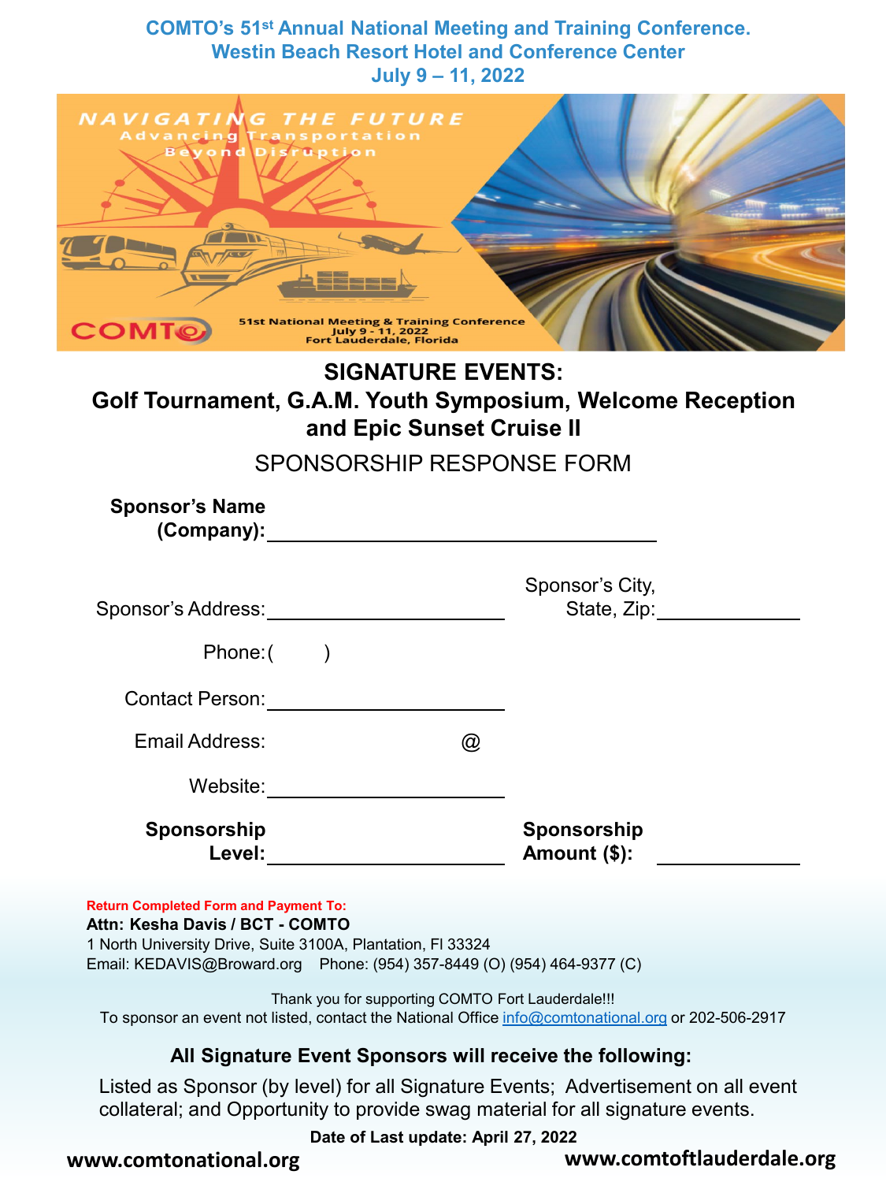**COMTO's 51st Annual National Meeting and Training Conference.**
**Westin Beach Resort Hotel and Conference Center**
**July 9 – 11, 2022**

# SIGNATURE EVENTS:
## Golf Tournament, G.A.M. Youth Symposium, Welcome Reception and Epic Sunset Cruise II

SPONSORSHIP RESPONSE FORM

**Sponsor's Name (Company):** ____________________________________

Sponsor's Address: ______________________ Sponsor's City, State, Zip: ____________

Phone: (        )

Contact Person: ______________________

Email Address: @

Website: ______________________

**Sponsorship Level:** ______________________ **Sponsorship Amount ($):** ____________

**Return Completed Form and Payment To:**
**Attn: Kesha Davis / BCT - COMTO**
1 North University Drive, Suite 3100A, Plantation, Fl 33324
Email: KEDAVIS@Broward.org Phone: (954) 357-8449 (O) (954) 464-9377 (C)

Thank you for supporting COMTO Fort Lauderdale!!!
To sponsor an event not listed, contact the National Office info@comtonational.org or 202-506-2917

**All Signature Event Sponsors will receive the following:**

Listed as Sponsor (by level) for all Signature Events; Advertisement on all event collateral; and Opportunity to provide swag material for all signature events.

**Date of Last update: April 27, 2022**

**www.comtonational.org** **www.comtoftlauderdale.org**